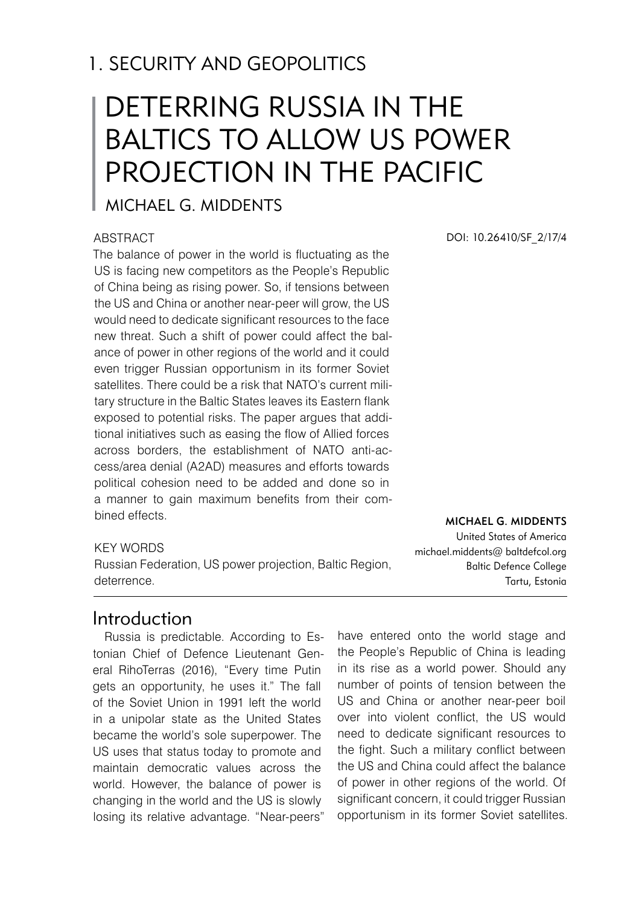1. SECURITY AND GEOPOLITICS

# DETERRING RUSSIA IN THE BALTICS TO ALLOW US POWER PROJECTION IN THE PACIFIC

MICHAEL G. MIDDENTS

DOI: 10.26410/SF_2/17/4

**MICHAEL G. MIDDENTS**
United States of America
michael.middents@ baltdefcol.org
Baltic Defence College
Tartu, Estonia

ABSTRACT

The balance of power in the world is fluctuating as the US is facing new competitors as the People's Republic of China being as rising power. So, if tensions between the US and China or another near-peer will grow, the US would need to dedicate significant resources to the face new threat. Such a shift of power could affect the balance of power in other regions of the world and it could even trigger Russian opportunism in its former Soviet satellites. There could be a risk that NATO's current military structure in the Baltic States leaves its Eastern flank exposed to potential risks. The paper argues that additional initiatives such as easing the flow of Allied forces across borders, the establishment of NATO anti-access/area denial (A2AD) measures and efforts towards political cohesion need to be added and done so in a manner to gain maximum benefits from their combined effects.

KEY WORDS

Russian Federation, US power projection, Baltic Region, deterrence.

## Introduction

Russia is predictable. According to Estonian Chief of Defence Lieutenant General RihoTerras (2016), "Every time Putin gets an opportunity, he uses it." The fall of the Soviet Union in 1991 left the world in a unipolar state as the United States became the world's sole superpower. The US uses that status today to promote and maintain democratic values across the world. However, the balance of power is changing in the world and the US is slowly losing its relative advantage. "Near-peers" have entered onto the world stage and the People's Republic of China is leading in its rise as a world power. Should any number of points of tension between the US and China or another near-peer boil over into violent conflict, the US would need to dedicate significant resources to the fight. Such a military conflict between the US and China could affect the balance of power in other regions of the world. Of significant concern, it could trigger Russian opportunism in its former Soviet satellites.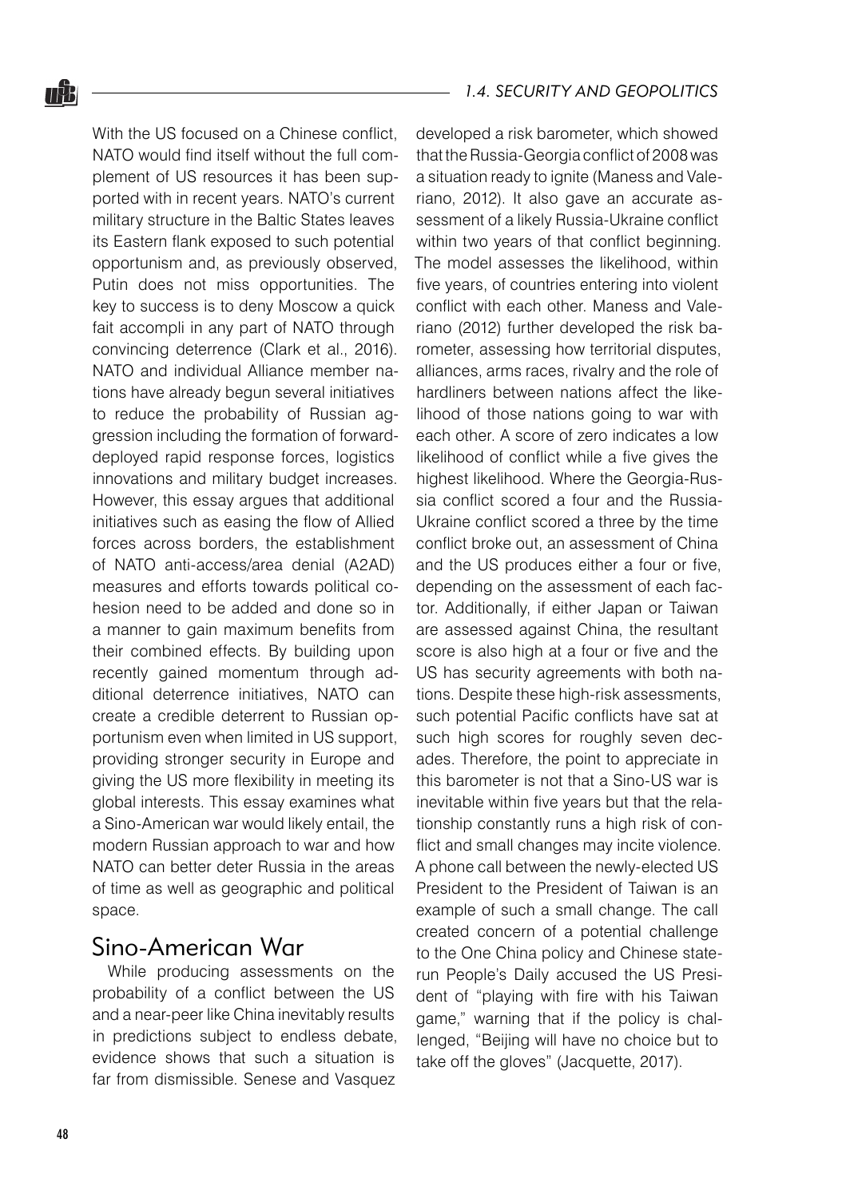With the US focused on a Chinese conflict, NATO would find itself without the full complement of US resources it has been supported with in recent years. NATO's current military structure in the Baltic States leaves its Eastern flank exposed to such potential opportunism and, as previously observed, Putin does not miss opportunities. The key to success is to deny Moscow a quick fait accompli in any part of NATO through convincing deterrence (Clark et al., 2016). NATO and individual Alliance member nations have already begun several initiatives to reduce the probability of Russian aggression including the formation of forward-deployed rapid response forces, logistics innovations and military budget increases. However, this essay argues that additional initiatives such as easing the flow of Allied forces across borders, the establishment of NATO anti-access/area denial (A2AD) measures and efforts towards political cohesion need to be added and done so in a manner to gain maximum benefits from their combined effects. By building upon recently gained momentum through additional deterrence initiatives, NATO can create a credible deterrent to Russian opportunism even when limited in US support, providing stronger security in Europe and giving the US more flexibility in meeting its global interests. This essay examines what a Sino-American war would likely entail, the modern Russian approach to war and how NATO can better deter Russia in the areas of time as well as geographic and political space.

## Sino-American War

While producing assessments on the probability of a conflict between the US and a near-peer like China inevitably results in predictions subject to endless debate, evidence shows that such a situation is far from dismissible. Senese and Vasquez developed a risk barometer, which showed that the Russia-Georgia conflict of 2008 was a situation ready to ignite (Maness and Valeriano, 2012). It also gave an accurate assessment of a likely Russia-Ukraine conflict within two years of that conflict beginning. The model assesses the likelihood, within five years, of countries entering into violent conflict with each other. Maness and Valeriano (2012) further developed the risk barometer, assessing how territorial disputes, alliances, arms races, rivalry and the role of hardliners between nations affect the likelihood of those nations going to war with each other. A score of zero indicates a low likelihood of conflict while a five gives the highest likelihood. Where the Georgia-Russia conflict scored a four and the Russia-Ukraine conflict scored a three by the time conflict broke out, an assessment of China and the US produces either a four or five, depending on the assessment of each factor. Additionally, if either Japan or Taiwan are assessed against China, the resultant score is also high at a four or five and the US has security agreements with both nations. Despite these high-risk assessments, such potential Pacific conflicts have sat at such high scores for roughly seven decades. Therefore, the point to appreciate in this barometer is not that a Sino-US war is inevitable within five years but that the relationship constantly runs a high risk of conflict and small changes may incite violence. A phone call between the newly-elected US President to the President of Taiwan is an example of such a small change. The call created concern of a potential challenge to the One China policy and Chinese state-run People's Daily accused the US President of "playing with fire with his Taiwan game," warning that if the policy is challenged, "Beijing will have no choice but to take off the gloves" (Jacquette, 2017).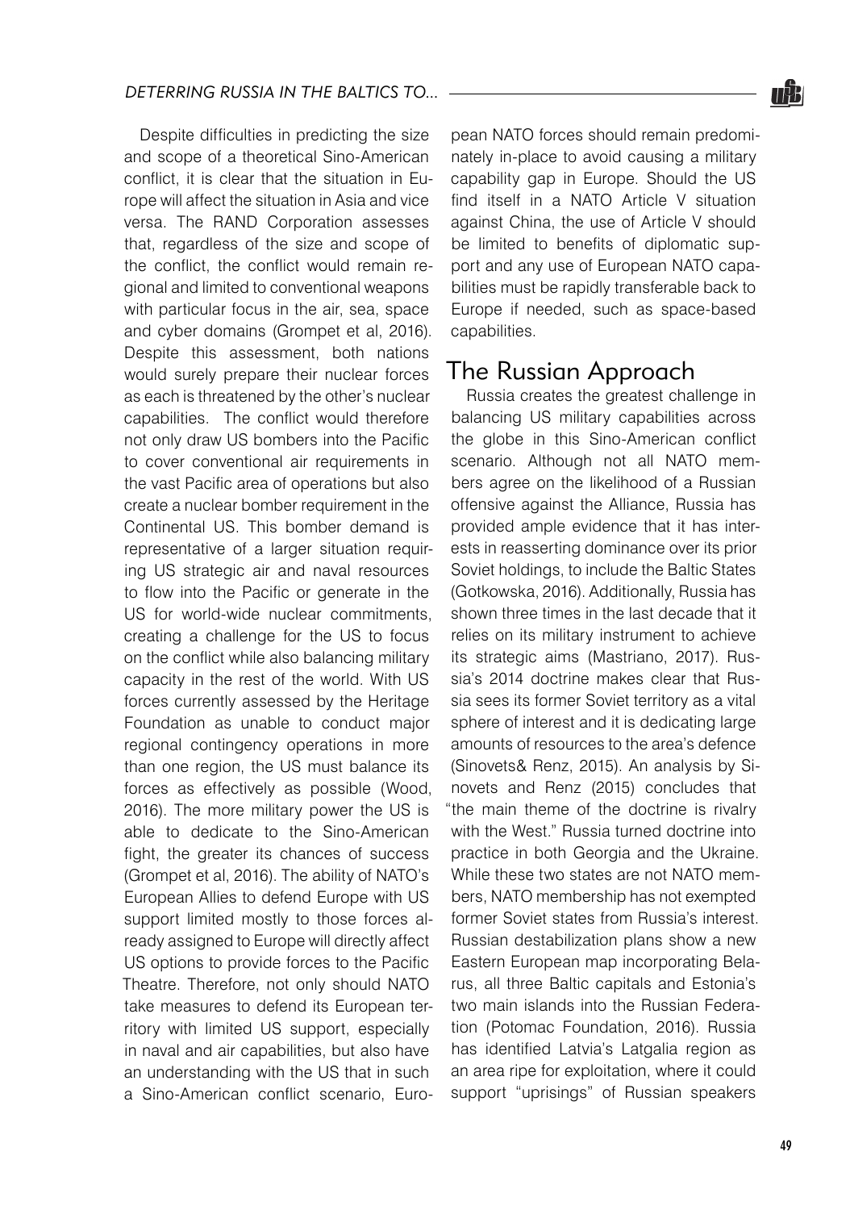Despite difficulties in predicting the size and scope of a theoretical Sino-American conflict, it is clear that the situation in Europe will affect the situation in Asia and vice versa. The RAND Corporation assesses that, regardless of the size and scope of the conflict, the conflict would remain regional and limited to conventional weapons with particular focus in the air, sea, space and cyber domains (Grompet et al, 2016). Despite this assessment, both nations would surely prepare their nuclear forces as each is threatened by the other's nuclear capabilities. The conflict would therefore not only draw US bombers into the Pacific to cover conventional air requirements in the vast Pacific area of operations but also create a nuclear bomber requirement in the Continental US. This bomber demand is representative of a larger situation requiring US strategic air and naval resources to flow into the Pacific or generate in the US for world-wide nuclear commitments, creating a challenge for the US to focus on the conflict while also balancing military capacity in the rest of the world. With US forces currently assessed by the Heritage Foundation as unable to conduct major regional contingency operations in more than one region, the US must balance its forces as effectively as possible (Wood, 2016). The more military power the US is able to dedicate to the Sino-American fight, the greater its chances of success (Grompet et al, 2016). The ability of NATO's European Allies to defend Europe with US support limited mostly to those forces already assigned to Europe will directly affect US options to provide forces to the Pacific Theatre. Therefore, not only should NATO take measures to defend its European territory with limited US support, especially in naval and air capabilities, but also have an understanding with the US that in such a Sino-American conflict scenario, European NATO forces should remain predominately in-place to avoid causing a military capability gap in Europe. Should the US find itself in a NATO Article V situation against China, the use of Article V should be limited to benefits of diplomatic support and any use of European NATO capabilities must be rapidly transferable back to Europe if needed, such as space-based capabilities.

## The Russian Approach

Russia creates the greatest challenge in balancing US military capabilities across the globe in this Sino-American conflict scenario. Although not all NATO members agree on the likelihood of a Russian offensive against the Alliance, Russia has provided ample evidence that it has interests in reasserting dominance over its prior Soviet holdings, to include the Baltic States (Gotkowska, 2016). Additionally, Russia has shown three times in the last decade that it relies on its military instrument to achieve its strategic aims (Mastriano, 2017). Russia's 2014 doctrine makes clear that Russia sees its former Soviet territory as a vital sphere of interest and it is dedicating large amounts of resources to the area's defence (Sinovets& Renz, 2015). An analysis by Sinovets and Renz (2015) concludes that "the main theme of the doctrine is rivalry with the West." Russia turned doctrine into practice in both Georgia and the Ukraine. While these two states are not NATO members, NATO membership has not exempted former Soviet states from Russia's interest. Russian destabilization plans show a new Eastern European map incorporating Belarus, all three Baltic capitals and Estonia's two main islands into the Russian Federation (Potomac Foundation, 2016). Russia has identified Latvia's Latgalia region as an area ripe for exploitation, where it could support "uprisings" of Russian speakers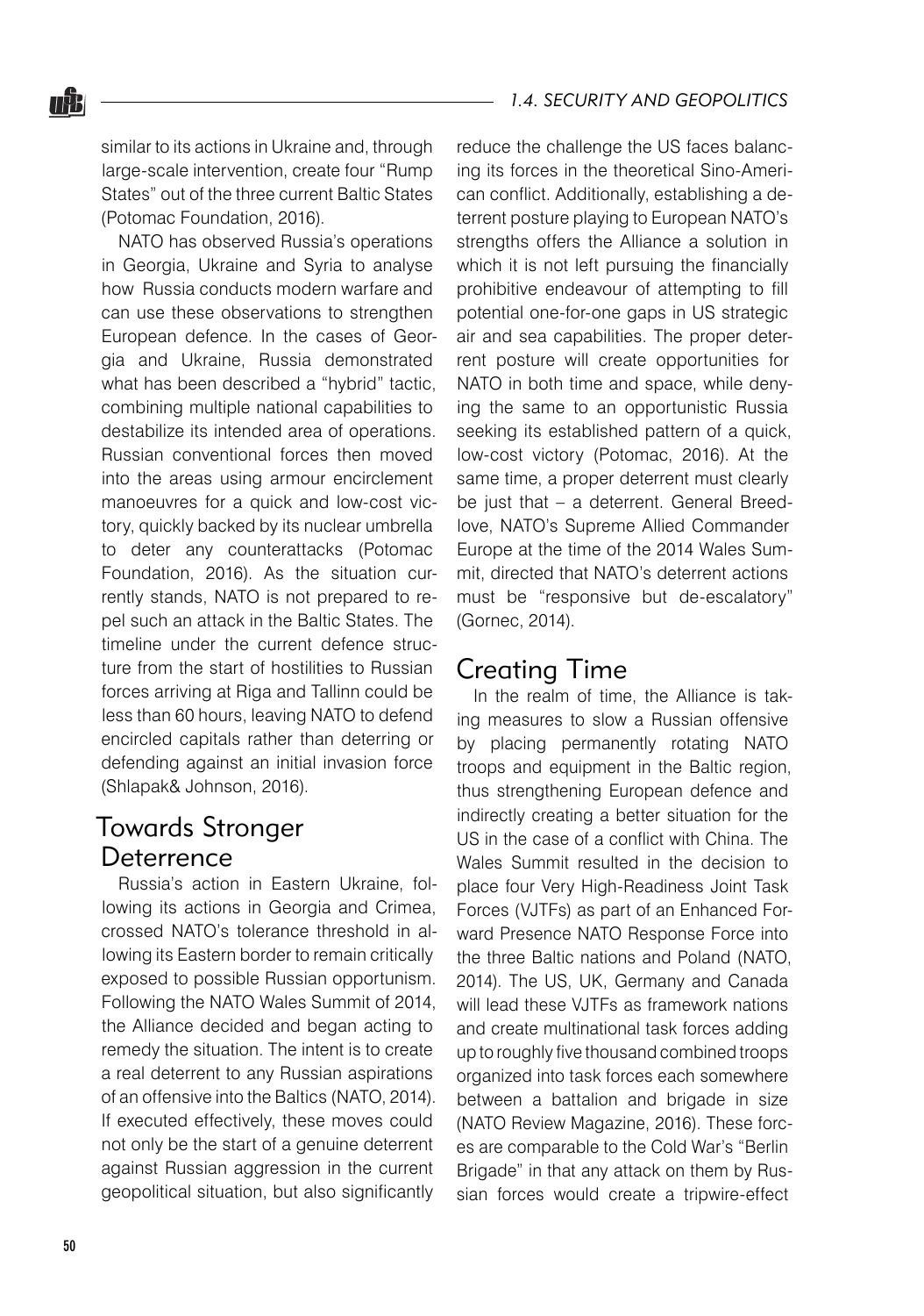similar to its actions in Ukraine and, through large-scale intervention, create four "Rump States" out of the three current Baltic States (Potomac Foundation, 2016).

NATO has observed Russia's operations in Georgia, Ukraine and Syria to analyse how Russia conducts modern warfare and can use these observations to strengthen European defence. In the cases of Georgia and Ukraine, Russia demonstrated what has been described a "hybrid" tactic, combining multiple national capabilities to destabilize its intended area of operations. Russian conventional forces then moved into the areas using armour encirclement manoeuvres for a quick and low-cost victory, quickly backed by its nuclear umbrella to deter any counterattacks (Potomac Foundation, 2016). As the situation currently stands, NATO is not prepared to repel such an attack in the Baltic States. The timeline under the current defence structure from the start of hostilities to Russian forces arriving at Riga and Tallinn could be less than 60 hours, leaving NATO to defend encircled capitals rather than deterring or defending against an initial invasion force (Shlapak& Johnson, 2016).

## Towards Stronger Deterrence

Russia's action in Eastern Ukraine, following its actions in Georgia and Crimea, crossed NATO's tolerance threshold in allowing its Eastern border to remain critically exposed to possible Russian opportunism. Following the NATO Wales Summit of 2014, the Alliance decided and began acting to remedy the situation. The intent is to create a real deterrent to any Russian aspirations of an offensive into the Baltics (NATO, 2014). If executed effectively, these moves could not only be the start of a genuine deterrent against Russian aggression in the current geopolitical situation, but also significantly reduce the challenge the US faces balancing its forces in the theoretical Sino-American conflict. Additionally, establishing a deterrent posture playing to European NATO's strengths offers the Alliance a solution in which it is not left pursuing the financially prohibitive endeavour of attempting to fill potential one-for-one gaps in US strategic air and sea capabilities. The proper deterrent posture will create opportunities for NATO in both time and space, while denying the same to an opportunistic Russia seeking its established pattern of a quick, low-cost victory (Potomac, 2016). At the same time, a proper deterrent must clearly be just that – a deterrent. General Breedlove, NATO's Supreme Allied Commander Europe at the time of the 2014 Wales Summit, directed that NATO's deterrent actions must be "responsive but de-escalatory" (Gornec, 2014).

## Creating Time

In the realm of time, the Alliance is taking measures to slow a Russian offensive by placing permanently rotating NATO troops and equipment in the Baltic region, thus strengthening European defence and indirectly creating a better situation for the US in the case of a conflict with China. The Wales Summit resulted in the decision to place four Very High-Readiness Joint Task Forces (VJTFs) as part of an Enhanced Forward Presence NATO Response Force into the three Baltic nations and Poland (NATO, 2014). The US, UK, Germany and Canada will lead these VJTFs as framework nations and create multinational task forces adding up to roughly five thousand combined troops organized into task forces each somewhere between a battalion and brigade in size (NATO Review Magazine, 2016). These forces are comparable to the Cold War's "Berlin Brigade" in that any attack on them by Russian forces would create a tripwire-effect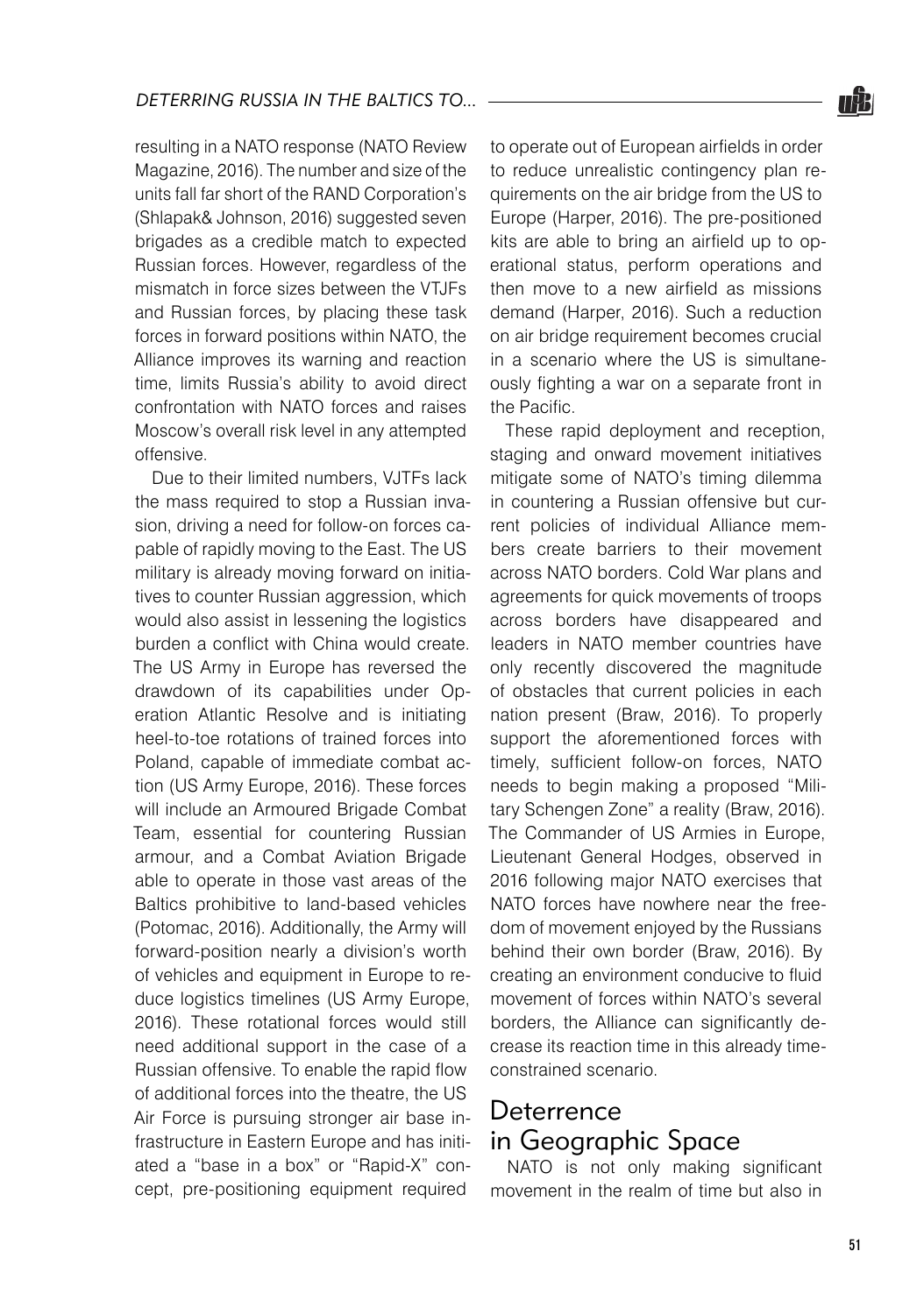resulting in a NATO response (NATO Review Magazine, 2016). The number and size of the units fall far short of the RAND Corporation's (Shlapak& Johnson, 2016) suggested seven brigades as a credible match to expected Russian forces. However, regardless of the mismatch in force sizes between the VTJFs and Russian forces, by placing these task forces in forward positions within NATO, the Alliance improves its warning and reaction time, limits Russia's ability to avoid direct confrontation with NATO forces and raises Moscow's overall risk level in any attempted offensive.

Due to their limited numbers, VJTFs lack the mass required to stop a Russian invasion, driving a need for follow-on forces capable of rapidly moving to the East. The US military is already moving forward on initiatives to counter Russian aggression, which would also assist in lessening the logistics burden a conflict with China would create. The US Army in Europe has reversed the drawdown of its capabilities under Operation Atlantic Resolve and is initiating heel-to-toe rotations of trained forces into Poland, capable of immediate combat action (US Army Europe, 2016). These forces will include an Armoured Brigade Combat Team, essential for countering Russian armour, and a Combat Aviation Brigade able to operate in those vast areas of the Baltics prohibitive to land-based vehicles (Potomac, 2016). Additionally, the Army will forward-position nearly a division's worth of vehicles and equipment in Europe to reduce logistics timelines (US Army Europe, 2016). These rotational forces would still need additional support in the case of a Russian offensive. To enable the rapid flow of additional forces into the theatre, the US Air Force is pursuing stronger air base infrastructure in Eastern Europe and has initiated a "base in a box" or "Rapid-X" concept, pre-positioning equipment required to operate out of European airfields in order to reduce unrealistic contingency plan requirements on the air bridge from the US to Europe (Harper, 2016). The pre-positioned kits are able to bring an airfield up to operational status, perform operations and then move to a new airfield as missions demand (Harper, 2016). Such a reduction on air bridge requirement becomes crucial in a scenario where the US is simultaneously fighting a war on a separate front in the Pacific.

These rapid deployment and reception, staging and onward movement initiatives mitigate some of NATO's timing dilemma in countering a Russian offensive but current policies of individual Alliance members create barriers to their movement across NATO borders. Cold War plans and agreements for quick movements of troops across borders have disappeared and leaders in NATO member countries have only recently discovered the magnitude of obstacles that current policies in each nation present (Braw, 2016). To properly support the aforementioned forces with timely, sufficient follow-on forces, NATO needs to begin making a proposed "Military Schengen Zone" a reality (Braw, 2016). The Commander of US Armies in Europe, Lieutenant General Hodges, observed in 2016 following major NATO exercises that NATO forces have nowhere near the freedom of movement enjoyed by the Russians behind their own border (Braw, 2016). By creating an environment conducive to fluid movement of forces within NATO's several borders, the Alliance can significantly decrease its reaction time in this already time-constrained scenario.

## Deterrence in Geographic Space

NATO is not only making significant movement in the realm of time but also in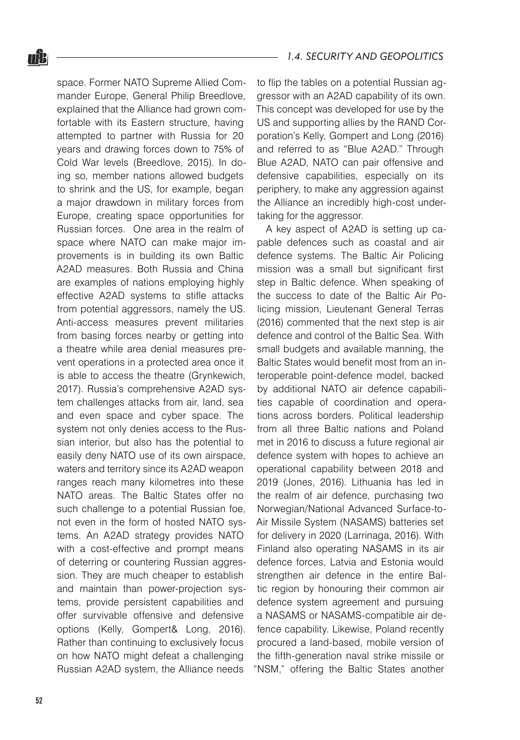space. Former NATO Supreme Allied Commander Europe, General Philip Breedlove, explained that the Alliance had grown comfortable with its Eastern structure, having attempted to partner with Russia for 20 years and drawing forces down to 75% of Cold War levels (Breedlove, 2015). In doing so, member nations allowed budgets to shrink and the US, for example, began a major drawdown in military forces from Europe, creating space opportunities for Russian forces. One area in the realm of space where NATO can make major improvements is in building its own Baltic A2AD measures. Both Russia and China are examples of nations employing highly effective A2AD systems to stifle attacks from potential aggressors, namely the US. Anti-access measures prevent militaries from basing forces nearby or getting into a theatre while area denial measures prevent operations in a protected area once it is able to access the theatre (Grynkewich, 2017). Russia's comprehensive A2AD system challenges attacks from air, land, sea and even space and cyber space. The system not only denies access to the Russian interior, but also has the potential to easily deny NATO use of its own airspace, waters and territory since its A2AD weapon ranges reach many kilometres into these NATO areas. The Baltic States offer no such challenge to a potential Russian foe, not even in the form of hosted NATO systems. An A2AD strategy provides NATO with a cost-effective and prompt means of deterring or countering Russian aggression. They are much cheaper to establish and maintain than power-projection systems, provide persistent capabilities and offer survivable offensive and defensive options (Kelly, Gompert& Long, 2016). Rather than continuing to exclusively focus on how NATO might defeat a challenging Russian A2AD system, the Alliance needs to flip the tables on a potential Russian aggressor with an A2AD capability of its own. This concept was developed for use by the US and supporting allies by the RAND Corporation's Kelly, Gompert and Long (2016) and referred to as "Blue A2AD." Through Blue A2AD, NATO can pair offensive and defensive capabilities, especially on its periphery, to make any aggression against the Alliance an incredibly high-cost undertaking for the aggressor.

A key aspect of A2AD is setting up capable defences such as coastal and air defence systems. The Baltic Air Policing mission was a small but significant first step in Baltic defence. When speaking of the success to date of the Baltic Air Policing mission, Lieutenant General Terras (2016) commented that the next step is air defence and control of the Baltic Sea. With small budgets and available manning, the Baltic States would benefit most from an interoperable point-defence model, backed by additional NATO air defence capabilities capable of coordination and operations across borders. Political leadership from all three Baltic nations and Poland met in 2016 to discuss a future regional air defence system with hopes to achieve an operational capability between 2018 and 2019 (Jones, 2016). Lithuania has led in the realm of air defence, purchasing two Norwegian/National Advanced Surface-to-Air Missile System (NASAMS) batteries set for delivery in 2020 (Larrinaga, 2016). With Finland also operating NASAMS in its air defence forces, Latvia and Estonia would strengthen air defence in the entire Baltic region by honouring their common air defence system agreement and pursuing a NASAMS or NASAMS-compatible air defence capability. Likewise, Poland recently procured a land-based, mobile version of the fifth-generation naval strike missile or "NSM," offering the Baltic States another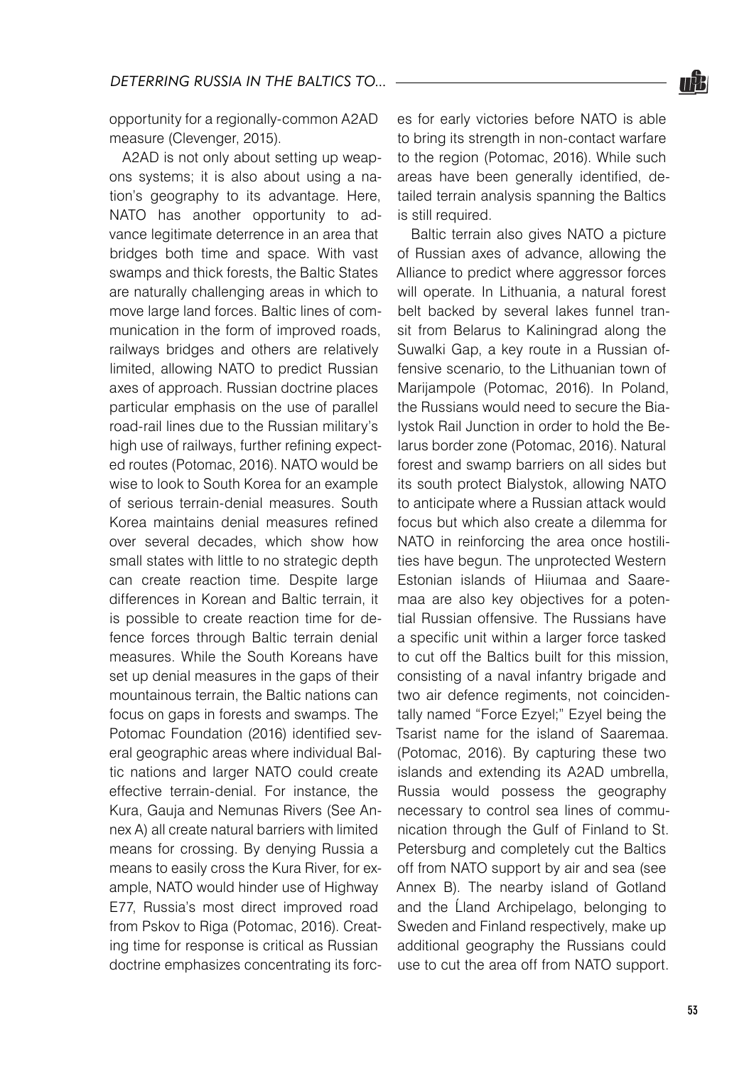opportunity for a regionally-common A2AD measure (Clevenger, 2015).

A2AD is not only about setting up weapons systems; it is also about using a nation's geography to its advantage. Here, NATO has another opportunity to advance legitimate deterrence in an area that bridges both time and space. With vast swamps and thick forests, the Baltic States are naturally challenging areas in which to move large land forces. Baltic lines of communication in the form of improved roads, railways bridges and others are relatively limited, allowing NATO to predict Russian axes of approach. Russian doctrine places particular emphasis on the use of parallel road-rail lines due to the Russian military's high use of railways, further refining expected routes (Potomac, 2016). NATO would be wise to look to South Korea for an example of serious terrain-denial measures. South Korea maintains denial measures refined over several decades, which show how small states with little to no strategic depth can create reaction time. Despite large differences in Korean and Baltic terrain, it is possible to create reaction time for defence forces through Baltic terrain denial measures. While the South Koreans have set up denial measures in the gaps of their mountainous terrain, the Baltic nations can focus on gaps in forests and swamps. The Potomac Foundation (2016) identified several geographic areas where individual Baltic nations and larger NATO could create effective terrain-denial. For instance, the Kura, Gauja and Nemunas Rivers (See Annex A) all create natural barriers with limited means for crossing. By denying Russia a means to easily cross the Kura River, for example, NATO would hinder use of Highway E77, Russia's most direct improved road from Pskov to Riga (Potomac, 2016). Creating time for response is critical as Russian doctrine emphasizes concentrating its forces for early victories before NATO is able to bring its strength in non-contact warfare to the region (Potomac, 2016). While such areas have been generally identified, detailed terrain analysis spanning the Baltics is still required.

Baltic terrain also gives NATO a picture of Russian axes of advance, allowing the Alliance to predict where aggressor forces will operate. In Lithuania, a natural forest belt backed by several lakes funnel transit from Belarus to Kaliningrad along the Suwalki Gap, a key route in a Russian offensive scenario, to the Lithuanian town of Marijampole (Potomac, 2016). In Poland, the Russians would need to secure the Bialystok Rail Junction in order to hold the Belarus border zone (Potomac, 2016). Natural forest and swamp barriers on all sides but its south protect Bialystok, allowing NATO to anticipate where a Russian attack would focus but which also create a dilemma for NATO in reinforcing the area once hostilities have begun. The unprotected Western Estonian islands of Hiiumaa and Saaremaa are also key objectives for a potential Russian offensive. The Russians have a specific unit within a larger force tasked to cut off the Baltics built for this mission, consisting of a naval infantry brigade and two air defence regiments, not coincidentally named "Force Ezyel;" Ezyel being the Tsarist name for the island of Saaremaa. (Potomac, 2016). By capturing these two islands and extending its A2AD umbrella, Russia would possess the geography necessary to control sea lines of communication through the Gulf of Finland to St. Petersburg and completely cut the Baltics off from NATO support by air and sea (see Annex B). The nearby island of Gotland and the Ĺland Archipelago, belonging to Sweden and Finland respectively, make up additional geography the Russians could use to cut the area off from NATO support.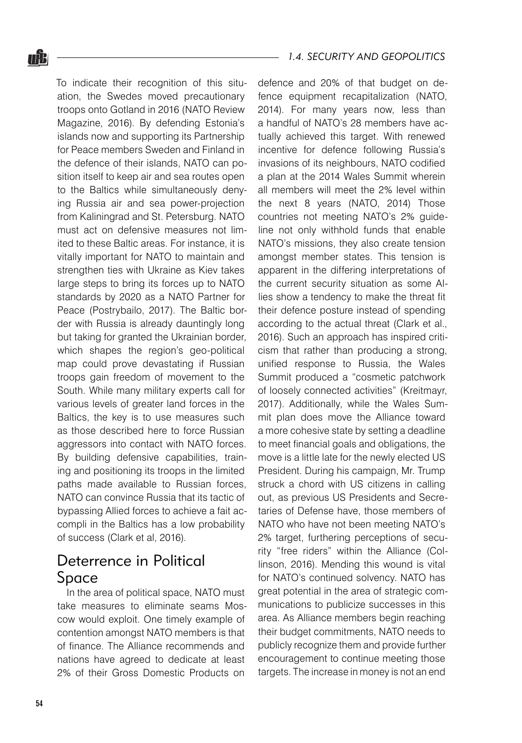To indicate their recognition of this situation, the Swedes moved precautionary troops onto Gotland in 2016 (NATO Review Magazine, 2016). By defending Estonia's islands now and supporting its Partnership for Peace members Sweden and Finland in the defence of their islands, NATO can position itself to keep air and sea routes open to the Baltics while simultaneously denying Russia air and sea power-projection from Kaliningrad and St. Petersburg. NATO must act on defensive measures not limited to these Baltic areas. For instance, it is vitally important for NATO to maintain and strengthen ties with Ukraine as Kiev takes large steps to bring its forces up to NATO standards by 2020 as a NATO Partner for Peace (Postrybailo, 2017). The Baltic border with Russia is already dauntingly long but taking for granted the Ukrainian border, which shapes the region's geo-political map could prove devastating if Russian troops gain freedom of movement to the South. While many military experts call for various levels of greater land forces in the Baltics, the key is to use measures such as those described here to force Russian aggressors into contact with NATO forces. By building defensive capabilities, training and positioning its troops in the limited paths made available to Russian forces, NATO can convince Russia that its tactic of bypassing Allied forces to achieve a fait accompli in the Baltics has a low probability of success (Clark et al, 2016).

## Deterrence in Political Space

In the area of political space, NATO must take measures to eliminate seams Moscow would exploit. One timely example of contention amongst NATO members is that of finance. The Alliance recommends and nations have agreed to dedicate at least 2% of their Gross Domestic Products on defence and 20% of that budget on defence equipment recapitalization (NATO, 2014). For many years now, less than a handful of NATO's 28 members have actually achieved this target. With renewed incentive for defence following Russia's invasions of its neighbours, NATO codified a plan at the 2014 Wales Summit wherein all members will meet the 2% level within the next 8 years (NATO, 2014) Those countries not meeting NATO's 2% guideline not only withhold funds that enable NATO's missions, they also create tension amongst member states. This tension is apparent in the differing interpretations of the current security situation as some Allies show a tendency to make the threat fit their defence posture instead of spending according to the actual threat (Clark et al., 2016). Such an approach has inspired criticism that rather than producing a strong, unified response to Russia, the Wales Summit produced a "cosmetic patchwork of loosely connected activities" (Kreitmayr, 2017). Additionally, while the Wales Summit plan does move the Alliance toward a more cohesive state by setting a deadline to meet financial goals and obligations, the move is a little late for the newly elected US President. During his campaign, Mr. Trump struck a chord with US citizens in calling out, as previous US Presidents and Secretaries of Defense have, those members of NATO who have not been meeting NATO's 2% target, furthering perceptions of security "free riders" within the Alliance (Collinson, 2016). Mending this wound is vital for NATO's continued solvency. NATO has great potential in the area of strategic communications to publicize successes in this area. As Alliance members begin reaching their budget commitments, NATO needs to publicly recognize them and provide further encouragement to continue meeting those targets. The increase in money is not an end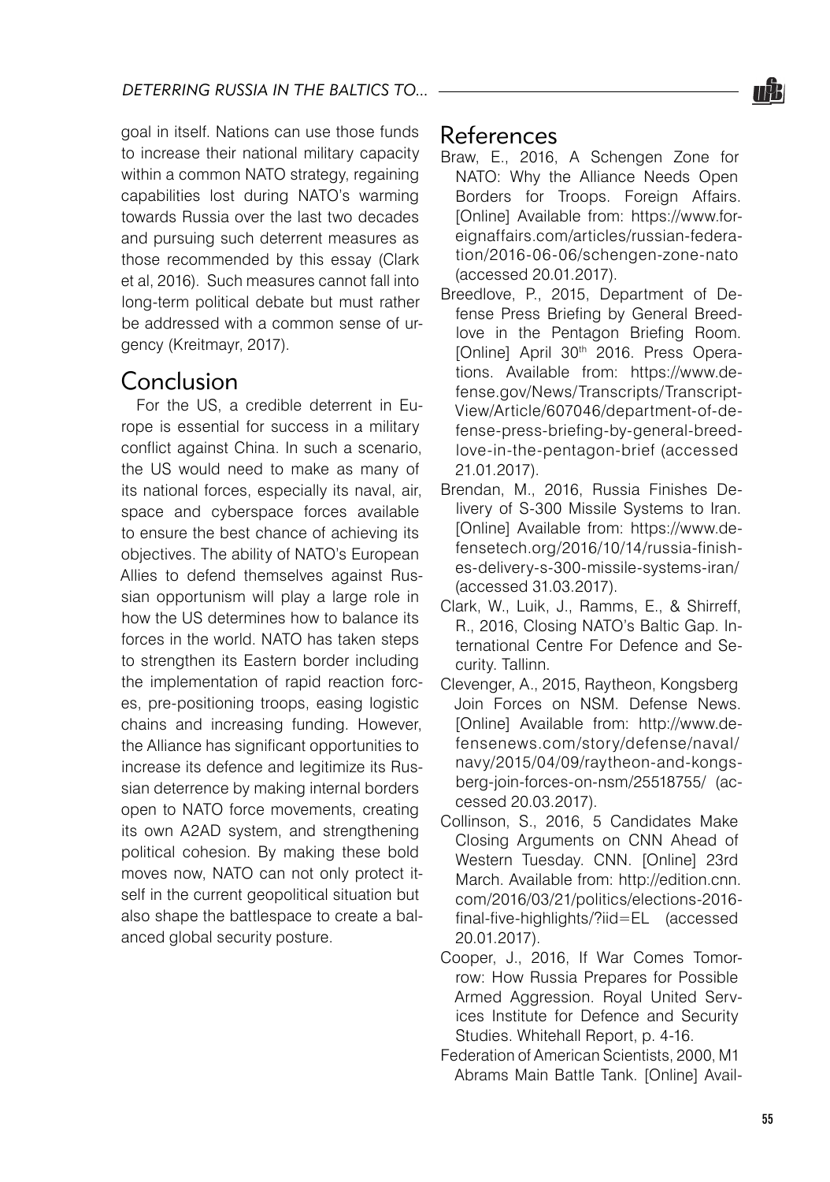goal in itself. Nations can use those funds to increase their national military capacity within a common NATO strategy, regaining capabilities lost during NATO's warming towards Russia over the last two decades and pursuing such deterrent measures as those recommended by this essay (Clark et al, 2016). Such measures cannot fall into long-term political debate but must rather be addressed with a common sense of urgency (Kreitmayr, 2017).

## Conclusion

For the US, a credible deterrent in Europe is essential for success in a military conflict against China. In such a scenario, the US would need to make as many of its national forces, especially its naval, air, space and cyberspace forces available to ensure the best chance of achieving its objectives. The ability of NATO's European Allies to defend themselves against Russian opportunism will play a large role in how the US determines how to balance its forces in the world. NATO has taken steps to strengthen its Eastern border including the implementation of rapid reaction forces, pre-positioning troops, easing logistic chains and increasing funding. However, the Alliance has significant opportunities to increase its defence and legitimize its Russian deterrence by making internal borders open to NATO force movements, creating its own A2AD system, and strengthening political cohesion. By making these bold moves now, NATO can not only protect itself in the current geopolitical situation but also shape the battlespace to create a balanced global security posture.

## References

Braw, E., 2016, A Schengen Zone for NATO: Why the Alliance Needs Open Borders for Troops. Foreign Affairs. [Online] Available from: https://www.foreignaffairs.com/articles/russian-federation/2016-06-06/schengen-zone-nato (accessed 20.01.2017).

Breedlove, P., 2015, Department of Defense Press Briefing by General Breedlove in the Pentagon Briefing Room. [Online] April 30th 2016. Press Operations. Available from: https://www.defense.gov/News/Transcripts/Transcript-View/Article/607046/department-of-defense-press-briefing-by-general-breedlove-in-the-pentagon-brief (accessed 21.01.2017).

Brendan, M., 2016, Russia Finishes Delivery of S-300 Missile Systems to Iran. [Online] Available from: https://www.defensetech.org/2016/10/14/russia-finishes-delivery-s-300-missile-systems-iran/ (accessed 31.03.2017).

Clark, W., Luik, J., Ramms, E., & Shirreff, R., 2016, Closing NATO's Baltic Gap. International Centre For Defence and Security. Tallinn.

Clevenger, A., 2015, Raytheon, Kongsberg Join Forces on NSM. Defense News. [Online] Available from: http://www.defensenews.com/story/defense/naval/navy/2015/04/09/raytheon-and-kongsberg-join-forces-on-nsm/25518755/ (accessed 20.03.2017).

Collinson, S., 2016, 5 Candidates Make Closing Arguments on CNN Ahead of Western Tuesday. CNN. [Online] 23rd March. Available from: http://edition.cnn.com/2016/03/21/politics/elections-2016-final-five-highlights/?iid=EL (accessed 20.01.2017).

Cooper, J., 2016, If War Comes Tomorrow: How Russia Prepares for Possible Armed Aggression. Royal United Services Institute for Defence and Security Studies. Whitehall Report, p. 4-16.

Federation of American Scientists, 2000, M1 Abrams Main Battle Tank. [Online] Avail-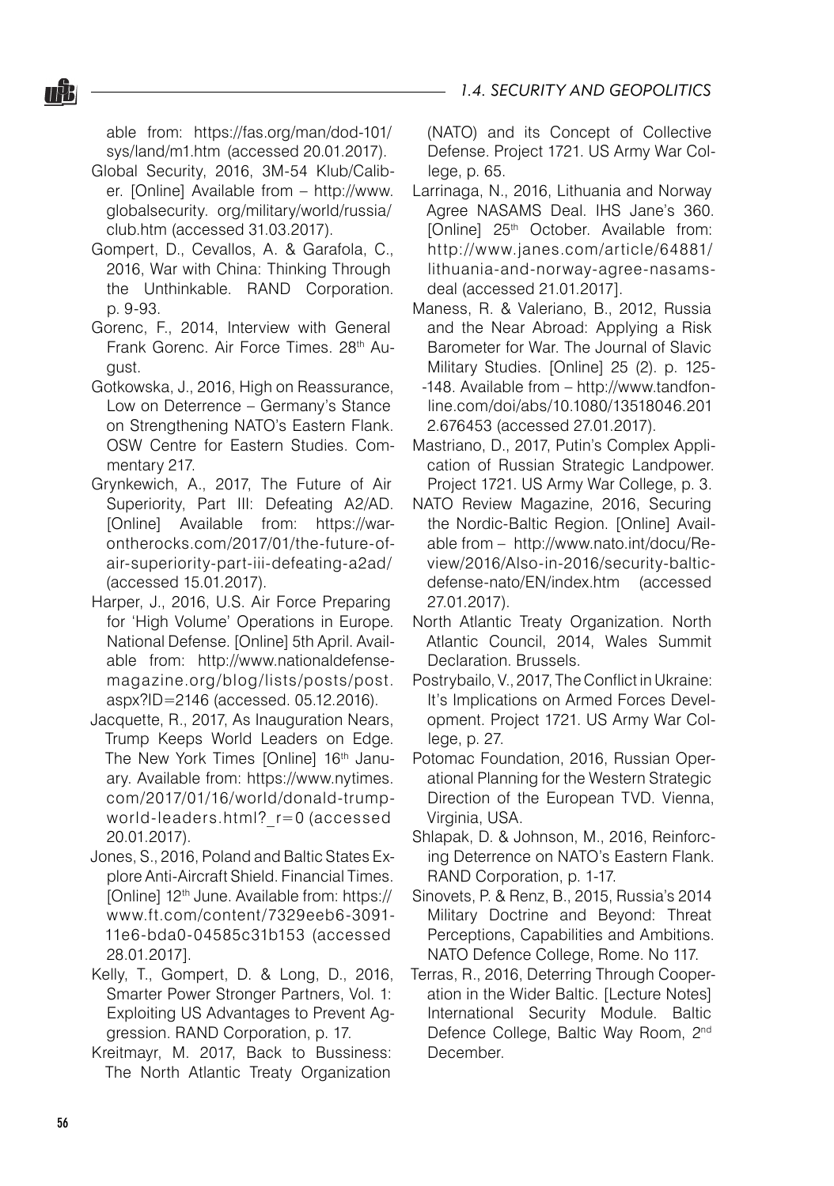able from: https://fas.org/man/dod-101/sys/land/m1.htm (accessed 20.01.2017).

Global Security, 2016, 3M-54 Klub/Caliber. [Online] Available from – http://www.globalsecurity. org/military/world/russia/club.htm (accessed 31.03.2017).

Gompert, D., Cevallos, A. & Garafola, C., 2016, War with China: Thinking Through the Unthinkable. RAND Corporation. p. 9-93.

Gorenc, F., 2014, Interview with General Frank Gorenc. Air Force Times. 28th August.

Gotkowska, J., 2016, High on Reassurance, Low on Deterrence – Germany's Stance on Strengthening NATO's Eastern Flank. OSW Centre for Eastern Studies. Commentary 217.

Grynkewich, A., 2017, The Future of Air Superiority, Part III: Defeating A2/AD. [Online] Available from: https://warontherocks.com/2017/01/the-future-of-air-superiority-part-iii-defeating-a2ad/ (accessed 15.01.2017).

Harper, J., 2016, U.S. Air Force Preparing for 'High Volume' Operations in Europe. National Defense. [Online] 5th April. Available from: http://www.nationaldefensemagazine.org/blog/lists/posts/post.aspx?ID=2146 (accessed. 05.12.2016).

Jacquette, R., 2017, As Inauguration Nears, Trump Keeps World Leaders on Edge. The New York Times [Online] 16th January. Available from: https://www.nytimes.com/2017/01/16/world/donald-trump-world-leaders.html?_r=0 (accessed 20.01.2017).

Jones, S., 2016, Poland and Baltic States Explore Anti-Aircraft Shield. Financial Times. [Online] 12th June. Available from: https://www.ft.com/content/7329eeb6-3091-11e6-bda0-04585c31b153 (accessed 28.01.2017].

Kelly, T., Gompert, D. & Long, D., 2016, Smarter Power Stronger Partners, Vol. 1: Exploiting US Advantages to Prevent Aggression. RAND Corporation, p. 17.

Kreitmayr, M. 2017, Back to Bussiness: The North Atlantic Treaty Organization (NATO) and its Concept of Collective Defense. Project 1721. US Army War College, p. 65.

Larrinaga, N., 2016, Lithuania and Norway Agree NASAMS Deal. IHS Jane's 360. [Online] 25th October. Available from: http://www.janes.com/article/64881/lithuania-and-norway-agree-nasams-deal (accessed 21.01.2017].

Maness, R. & Valeriano, B., 2012, Russia and the Near Abroad: Applying a Risk Barometer for War. The Journal of Slavic Military Studies. [Online] 25 (2). p. 125--148. Available from – http://www.tandfonline.com/doi/abs/10.1080/13518046.2012.676453 (accessed 27.01.2017).

Mastriano, D., 2017, Putin's Complex Application of Russian Strategic Landpower. Project 1721. US Army War College, p. 3.

NATO Review Magazine, 2016, Securing the Nordic-Baltic Region. [Online] Available from – http://www.nato.int/docu/Review/2016/Also-in-2016/security-baltic-defense-nato/EN/index.htm (accessed 27.01.2017).

North Atlantic Treaty Organization. North Atlantic Council, 2014, Wales Summit Declaration. Brussels.

Postrybailo, V., 2017, The Conflict in Ukraine: It's Implications on Armed Forces Development. Project 1721. US Army War College, p. 27.

Potomac Foundation, 2016, Russian Operational Planning for the Western Strategic Direction of the European TVD. Vienna, Virginia, USA.

Shlapak, D. & Johnson, M., 2016, Reinforcing Deterrence on NATO's Eastern Flank. RAND Corporation, p. 1-17.

Sinovets, P. & Renz, B., 2015, Russia's 2014 Military Doctrine and Beyond: Threat Perceptions, Capabilities and Ambitions. NATO Defence College, Rome. No 117.

Terras, R., 2016, Deterring Through Cooperation in the Wider Baltic. [Lecture Notes] International Security Module. Baltic Defence College, Baltic Way Room, 2nd December.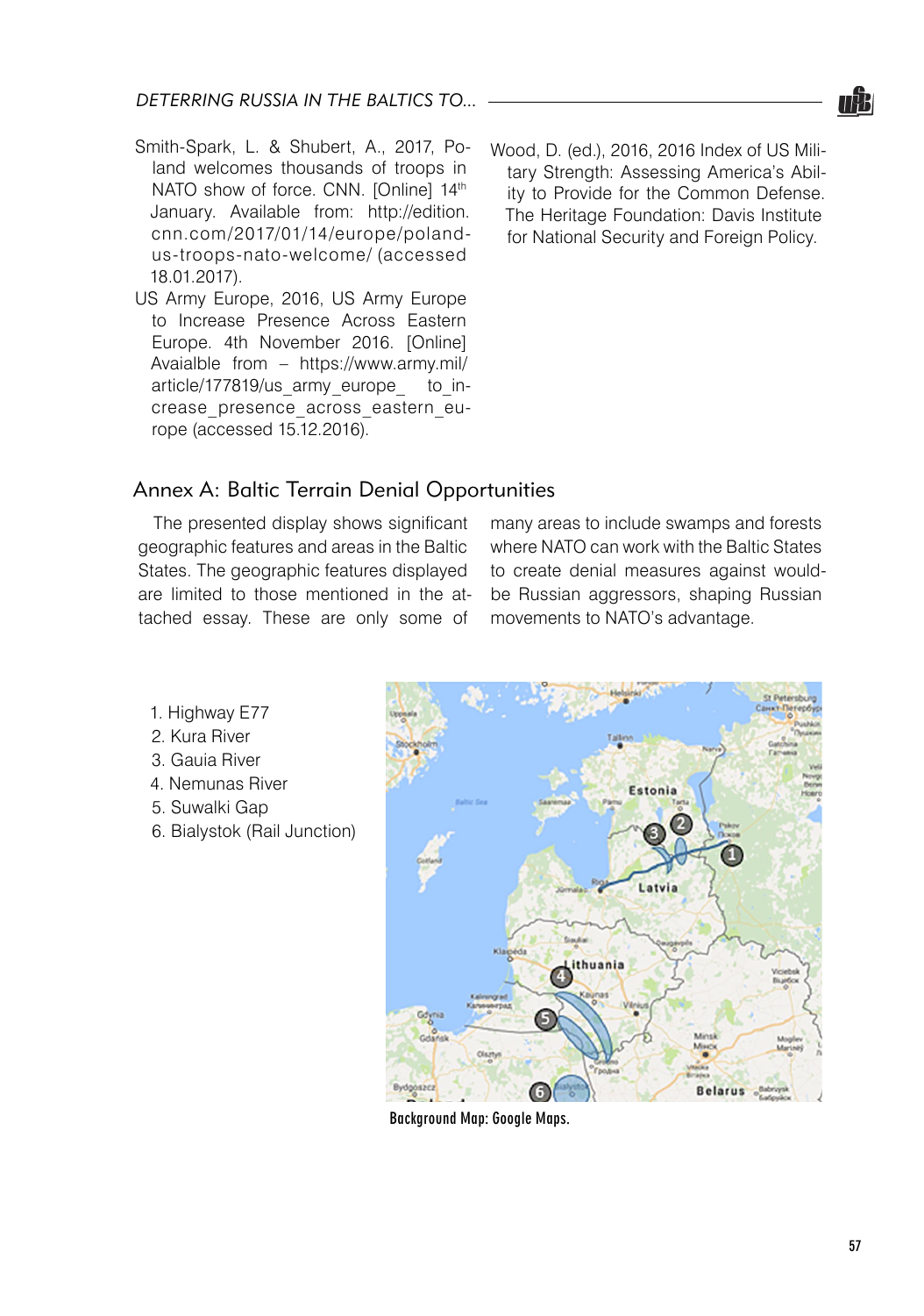Smith-Spark, L. & Shubert, A., 2017, Poland welcomes thousands of troops in NATO show of force. CNN. [Online] 14th January. Available from: http://edition.cnn.com/2017/01/14/europe/poland-us-troops-nato-welcome/ (accessed 18.01.2017).

US Army Europe, 2016, US Army Europe to Increase Presence Across Eastern Europe. 4th November 2016. [Online] Avaialble from – https://www.army.mil/article/177819/us_army_europe_ to_increase_presence_across_eastern_europe (accessed 15.12.2016).

Wood, D. (ed.), 2016, 2016 Index of US Military Strength: Assessing America's Ability to Provide for the Common Defense. The Heritage Foundation: Davis Institute for National Security and Foreign Policy.

## Annex A: Baltic Terrain Denial Opportunities

The presented display shows significant geographic features and areas in the Baltic States. The geographic features displayed are limited to those mentioned in the attached essay. These are only some of many areas to include swamps and forests where NATO can work with the Baltic States to create denial measures against would-be Russian aggressors, shaping Russian movements to NATO's advantage.

1. Highway E77
2. Kura River
3. Gauia River
4. Nemunas River
5. Suwalki Gap
6. Bialystok (Rail Junction)

Background Map: Google Maps.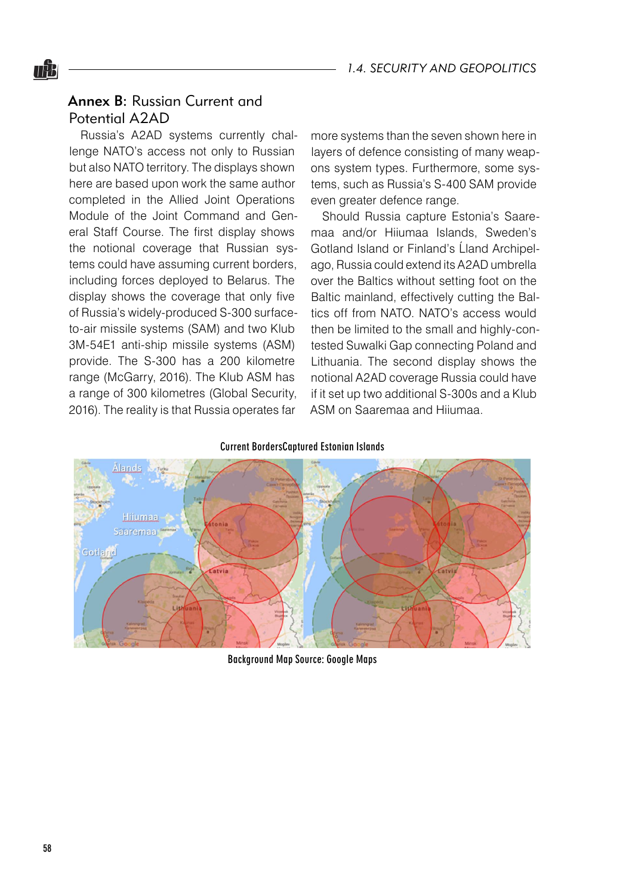## Annex B: Russian Current and Potential A2AD

Russia's A2AD systems currently challenge NATO's access not only to Russian but also NATO territory. The displays shown here are based upon work the same author completed in the Allied Joint Operations Module of the Joint Command and General Staff Course. The first display shows the notional coverage that Russian systems could have assuming current borders, including forces deployed to Belarus. The display shows the coverage that only five of Russia's widely-produced S-300 surface-to-air missile systems (SAM) and two Klub 3M-54E1 anti-ship missile systems (ASM) provide. The S-300 has a 200 kilometre range (McGarry, 2016). The Klub ASM has a range of 300 kilometres (Global Security, 2016). The reality is that Russia operates far more systems than the seven shown here in layers of defence consisting of many weapons system types. Furthermore, some systems, such as Russia's S-400 SAM provide even greater defence range.

Should Russia capture Estonia's Saaremaa and/or Hiiumaa Islands, Sweden's Gotland Island or Finland's Ĺland Archipelago, Russia could extend its A2AD umbrella over the Baltics without setting foot on the Baltic mainland, effectively cutting the Baltics off from NATO. NATO's access would then be limited to the small and highly-contested Suwalki Gap connecting Poland and Lithuania. The second display shows the notional A2AD coverage Russia could have if it set up two additional S-300s and a Klub ASM on Saaremaa and Hiiumaa.

Current BordersCaptured Estonian Islands

Ålands
Hiiumaa
Saaremaa
Gotland
Estonia
Latvia
Lithuania
Google

Estonia
Latvia
Lithuania
Google

Background Map Source: Google Maps